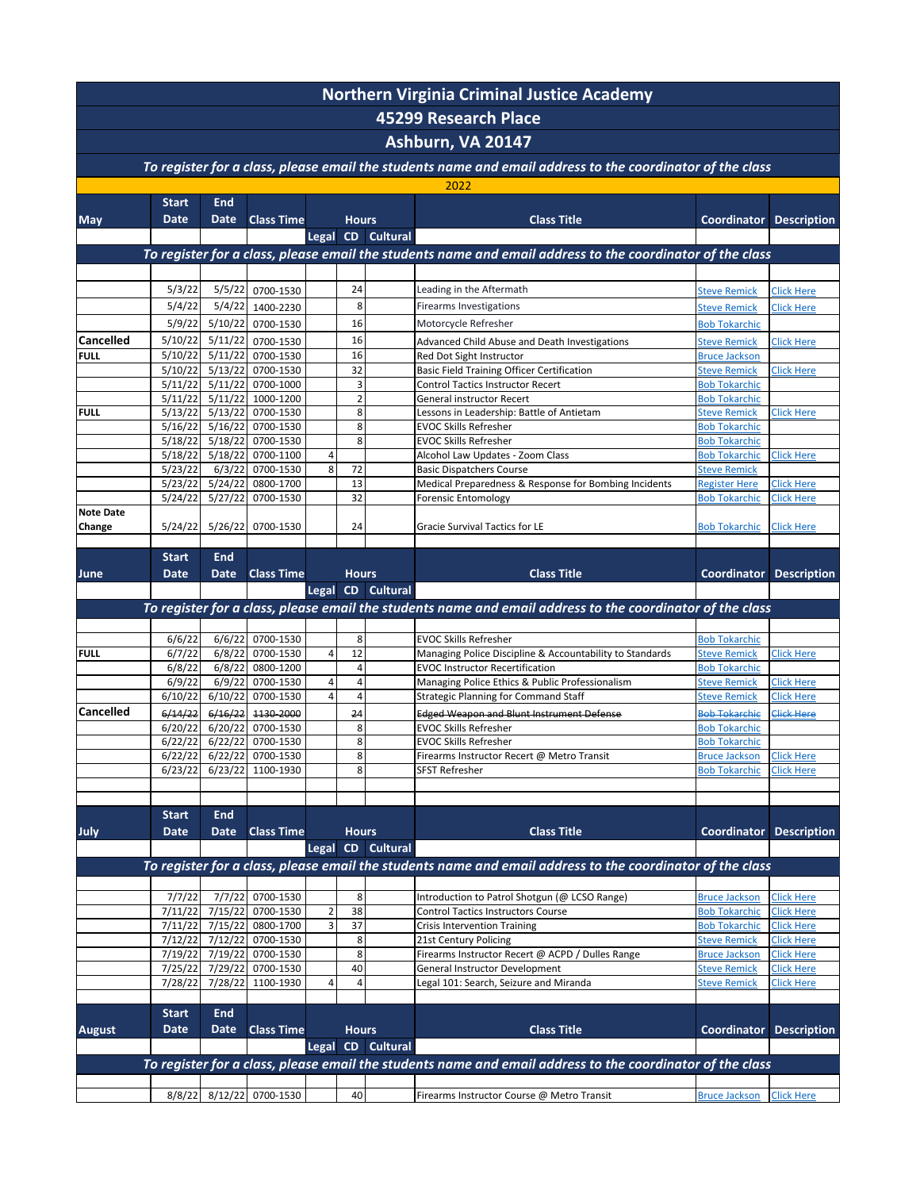# Northern Virginia Criminal Justice Academy

## 45299 Research Place

## Ashburn, VA 20147

***To register for a class, please email the students name and email address to the coordinator of the class***

**2022**

| May | Start Date | End Date | Class Time | Hours | | | Class Title | Coordinator | Description |
|---|---|---|---|---|---|---|---|---|---|
| | | | | Legal | CD | Cultural | | | |
| | 5/3/22 | 5/5/22 | 0700-1530 | | 24 | | Leading in the Aftermath | Steve Remick | Click Here |
| | 5/4/22 | 5/4/22 | 1400-2230 | | 8 | | Firearms Investigations | Steve Remick | Click Here |
| | 5/9/22 | 5/10/22 | 0700-1530 | | 16 | | Motorcycle Refresher | Bob Tokarchic | |
| **Cancelled** | 5/10/22 | 5/11/22 | 0700-1530 | | 16 | | Advanced Child Abuse and Death Investigations | Steve Remick | Click Here |
| **FULL** | 5/10/22 | 5/11/22 | 0700-1530 | | 16 | | Red Dot Sight Instructor | Bruce Jackson | |
| | 5/10/22 | 5/13/22 | 0700-1530 | | 32 | | Basic Field Training Officer Certification | Steve Remick | Click Here |
| | 5/11/22 | 5/11/22 | 0700-1000 | | 3 | | Control Tactics Instructor Recert | Bob Tokarchic | |
| | 5/11/22 | 5/11/22 | 1000-1200 | | 2 | | General instructor Recert | Bob Tokarchic | |
| **FULL** | 5/13/22 | 5/13/22 | 0700-1530 | | 8 | | Lessons in Leadership: Battle of Antietam | Steve Remick | Click Here |
| | 5/16/22 | 5/16/22 | 0700-1530 | | 8 | | EVOC Skills Refresher | Bob Tokarchic | |
| | 5/18/22 | 5/18/22 | 0700-1530 | | 8 | | EVOC Skills Refresher | Bob Tokarchic | |
| | 5/18/22 | 5/18/22 | 0700-1100 | 4 | | | Alcohol Law Updates - Zoom Class | Bob Tokarchic | Click Here |
| | 5/23/22 | 6/3/22 | 0700-1530 | 8 | 72 | | Basic Dispatchers Course | Steve Remick | |
| | 5/23/22 | 5/24/22 | 0800-1700 | | 13 | | Medical Preparedness & Response for Bombing Incidents | Register Here | Click Here |
| | 5/24/22 | 5/27/22 | 0700-1530 | | 32 | | Forensic Entomology | Bob Tokarchic | Click Here |
| **Note Date Change** | 5/24/22 | 5/26/22 | 0700-1530 | | 24 | | Gracie Survival Tactics for LE | Bob Tokarchic | Click Here |

| June | Start Date | End Date | Class Time | Hours | | | Class Title | Coordinator | Description |
|---|---|---|---|---|---|---|---|---|---|
| | | | | Legal | CD | Cultural | | | |
| | 6/6/22 | 6/6/22 | 0700-1530 | | 8 | | EVOC Skills Refresher | Bob Tokarchic | |
| **FULL** | 6/7/22 | 6/8/22 | 0700-1530 | 4 | 12 | | Managing Police Discipline & Accountability to Standards | Steve Remick | Click Here |
| | 6/8/22 | 6/8/22 | 0800-1200 | | 4 | | EVOC Instructor Recertification | Bob Tokarchic | |
| | 6/9/22 | 6/9/22 | 0700-1530 | 4 | 4 | | Managing Police Ethics & Public Professionalism | Steve Remick | Click Here |
| | 6/10/22 | 6/10/22 | 0700-1530 | 4 | 4 | | Strategic Planning for Command Staff | Steve Remick | Click Here |
| **Cancelled** | ~~6/14/22~~ | ~~6/16/22~~ | ~~1130-2000~~ | | ~~24~~ | | ~~Edged Weapon and Blunt Instrument Defense~~ | ~~Bob Tokarchic~~ | ~~Click Here~~ |
| | 6/20/22 | 6/20/22 | 0700-1530 | | 8 | | EVOC Skills Refresher | Bob Tokarchic | |
| | 6/22/22 | 6/22/22 | 0700-1530 | | 8 | | EVOC Skills Refresher | Bob Tokarchic | |
| | 6/22/22 | 6/22/22 | 0700-1530 | | 8 | | Firearms Instructor Recert @ Metro Transit | Bruce Jackson | Click Here |
| | 6/23/22 | 6/23/22 | 1100-1930 | | 8 | | SFST Refresher | Bob Tokarchic | Click Here |

| July | Start Date | End Date | Class Time | Hours | | | Class Title | Coordinator | Description |
|---|---|---|---|---|---|---|---|---|---|
| | | | | Legal | CD | Cultural | | | |
| | 7/7/22 | 7/7/22 | 0700-1530 | | 8 | | Introduction to Patrol Shotgun (@ LCSO Range) | Bruce Jackson | Click Here |
| | 7/11/22 | 7/15/22 | 0700-1530 | 2 | 38 | | Control Tactics Instructors Course | Bob Tokarchic | Click Here |
| | 7/11/22 | 7/15/22 | 0800-1700 | 3 | 37 | | Crisis Intervention Training | Bob Tokarchic | Click Here |
| | 7/12/22 | 7/12/22 | 0700-1530 | | 8 | | 21st Century Policing | Steve Remick | Click Here |
| | 7/19/22 | 7/19/22 | 0700-1530 | | 8 | | Firearms Instructor Recert @ ACPD / Dulles Range | Bruce Jackson | Click Here |
| | 7/25/22 | 7/29/22 | 0700-1530 | | 40 | | General Instructor Development | Steve Remick | Click Here |
| | 7/28/22 | 7/28/22 | 1100-1930 | 4 | 4 | | Legal 101: Search, Seizure and Miranda | Steve Remick | Click Here |

| August | Start Date | End Date | Class Time | Hours | | | Class Title | Coordinator | Description |
|---|---|---|---|---|---|---|---|---|---|
| | | | | Legal | CD | Cultural | | | |
| | 8/8/22 | 8/12/22 | 0700-1530 | | 40 | | Firearms Instructor Course @ Metro Transit | Bruce Jackson | Click Here |

***To register for a class, please email the students name and email address to the coordinator of the class***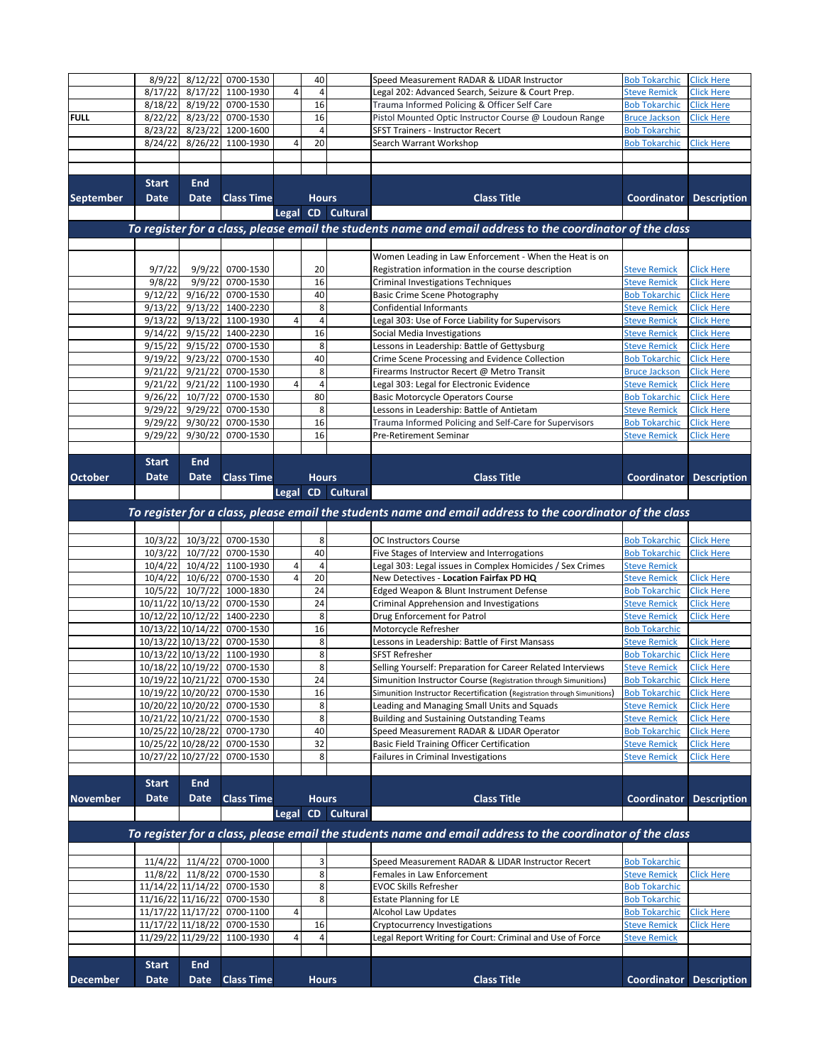| | Start Date | End Date | Class Time | Legal | CD | Cultural | Class Title | Coordinator | Description |
|---|---|---|---|---|---|---|---|---|---|
| | 8/9/22 | 8/12/22 | 0700-1530 | | 40 | | Speed Measurement RADAR & LIDAR Instructor | Bob Tokarchic | Click Here |
| | 8/17/22 | 8/17/22 | 1100-1930 | 4 | 4 | | Legal 202: Advanced Search, Seizure & Court Prep. | Steve Remick | Click Here |
| | 8/18/22 | 8/19/22 | 0700-1530 | | 16 | | Trauma Informed Policing & Officer Self Care | Bob Tokarchic | Click Here |
| **FULL** | 8/22/22 | 8/23/22 | 0700-1530 | | 16 | | Pistol Mounted Optic Instructor Course @ Loudoun Range | Bruce Jackson | Click Here |
| | 8/23/22 | 8/23/22 | 1200-1600 | | 4 | | SFST Trainers - Instructor Recert | Bob Tokarchic | |
| | 8/24/22 | 8/26/22 | 1100-1930 | 4 | 20 | | Search Warrant Workshop | Bob Tokarchic | Click Here |

*To register for a class, please email the students name and email address to the coordinator of the class*

| September | Start Date | End Date | Class Time | Legal | CD | Cultural | Class Title | Coordinator | Description |
|---|---|---|---|---|---|---|---|---|---|
| | 9/7/22 | 9/9/22 | 0700-1530 | | 20 | | Women Leading in Law Enforcement - When the Heat is on Registration information in the course description | Steve Remick | Click Here |
| | 9/8/22 | 9/9/22 | 0700-1530 | | 16 | | Criminal Investigations Techniques | Steve Remick | Click Here |
| | 9/12/22 | 9/16/22 | 0700-1530 | | 40 | | Basic Crime Scene Photography | Bob Tokarchic | Click Here |
| | 9/13/22 | 9/13/22 | 1400-2230 | | 8 | | Confidential Informants | Steve Remick | Click Here |
| | 9/13/22 | 9/13/22 | 1100-1930 | 4 | 4 | | Legal 303: Use of Force Liability for Supervisors | Steve Remick | Click Here |
| | 9/14/22 | 9/15/22 | 1400-2230 | | 16 | | Social Media Investigations | Steve Remick | Click Here |
| | 9/15/22 | 9/15/22 | 0700-1530 | | 8 | | Lessons in Leadership: Battle of Gettysburg | Steve Remick | Click Here |
| | 9/19/22 | 9/23/22 | 0700-1530 | | 40 | | Crime Scene Processing and Evidence Collection | Bob Tokarchic | Click Here |
| | 9/21/22 | 9/21/22 | 0700-1530 | | 8 | | Firearms Instructor Recert @ Metro Transit | Bruce Jackson | Click Here |
| | 9/21/22 | 9/21/22 | 1100-1930 | 4 | 4 | | Legal 303: Legal for Electronic Evidence | Steve Remick | Click Here |
| | 9/26/22 | 10/7/22 | 0700-1530 | | 80 | | Basic Motorcycle Operators Course | Bob Tokarchic | Click Here |
| | 9/29/22 | 9/29/22 | 0700-1530 | | 8 | | Lessons in Leadership: Battle of Antietam | Steve Remick | Click Here |
| | 9/29/22 | 9/30/22 | 0700-1530 | | 16 | | Trauma Informed Policing and Self-Care for Supervisors | Bob Tokarchic | Click Here |
| | 9/29/22 | 9/30/22 | 0700-1530 | | 16 | | Pre-Retirement Seminar | Steve Remick | Click Here |

*To register for a class, please email the students name and email address to the coordinator of the class*

| October | Start Date | End Date | Class Time | Legal | CD | Cultural | Class Title | Coordinator | Description |
|---|---|---|---|---|---|---|---|---|---|
| | 10/3/22 | 10/3/22 | 0700-1530 | | 8 | | OC Instructors Course | Bob Tokarchic | Click Here |
| | 10/3/22 | 10/7/22 | 0700-1530 | | 40 | | Five Stages of Interview and Interrogations | Bob Tokarchic | Click Here |
| | 10/4/22 | 10/4/22 | 1100-1930 | 4 | 4 | | Legal 303: Legal issues in Complex Homicides / Sex Crimes | Steve Remick | |
| | 10/4/22 | 10/6/22 | 0700-1530 | 4 | 20 | | New Detectives - **Location Fairfax PD HQ** | Steve Remick | Click Here |
| | 10/5/22 | 10/7/22 | 1000-1830 | | 24 | | Edged Weapon & Blunt Instrument Defense | Bob Tokarchic | Click Here |
| | 10/11/22 | 10/13/22 | 0700-1530 | | 24 | | Criminal Apprehension and Investigations | Steve Remick | Click Here |
| | 10/12/22 | 10/12/22 | 1400-2230 | | 8 | | Drug Enforcement for Patrol | Steve Remick | Click Here |
| | 10/13/22 | 10/14/22 | 0700-1530 | | 16 | | Motorcycle Refresher | Bob Tokarchic | |
| | 10/13/22 | 10/13/22 | 0700-1530 | | 8 | | Lessons in Leadership: Battle of First Mansass | Steve Remick | Click Here |
| | 10/13/22 | 10/13/22 | 1100-1930 | | 8 | | SFST Refresher | Bob Tokarchic | Click Here |
| | 10/18/22 | 10/19/22 | 0700-1530 | | 8 | | Selling Yourself: Preparation for Career Related Interviews | Steve Remick | Click Here |
| | 10/19/22 | 10/21/22 | 0700-1530 | | 24 | | Simunition Instructor Course (Registration through Simunitions) | Bob Tokarchic | Click Here |
| | 10/19/22 | 10/20/22 | 0700-1530 | | 16 | | Simunition Instructor Recertification (Registration through Simunitions) | Bob Tokarchic | Click Here |
| | 10/20/22 | 10/20/22 | 0700-1530 | | 8 | | Leading and Managing Small Units and Squads | Steve Remick | Click Here |
| | 10/21/22 | 10/21/22 | 0700-1530 | | 8 | | Building and Sustaining Outstanding Teams | Steve Remick | Click Here |
| | 10/25/22 | 10/28/22 | 0700-1730 | | 40 | | Speed Measurement RADAR & LIDAR Operator | Bob Tokarchic | Click Here |
| | 10/25/22 | 10/28/22 | 0700-1530 | | 32 | | Basic Field Training Officer Certification | Steve Remick | Click Here |
| | 10/27/22 | 10/27/22 | 0700-1530 | | 8 | | Failures in Criminal Investigations | Steve Remick | Click Here |

*To register for a class, please email the students name and email address to the coordinator of the class*

| November | Start Date | End Date | Class Time | Legal | CD | Cultural | Class Title | Coordinator | Description |
|---|---|---|---|---|---|---|---|---|---|
| | 11/4/22 | 11/4/22 | 0700-1000 | | 3 | | Speed Measurement RADAR & LIDAR Instructor Recert | Bob Tokarchic | |
| | 11/8/22 | 11/8/22 | 0700-1530 | | 8 | | Females in Law Enforcement | Steve Remick | Click Here |
| | 11/14/22 | 11/14/22 | 0700-1530 | | 8 | | EVOC Skills Refresher | Bob Tokarchic | |
| | 11/16/22 | 11/16/22 | 0700-1530 | | 8 | | Estate Planning for LE | Bob Tokarchic | |
| | 11/17/22 | 11/17/22 | 0700-1100 | 4 | | | Alcohol Law Updates | Bob Tokarchic | Click Here |
| | 11/17/22 | 11/18/22 | 0700-1530 | | 16 | | Cryptocurrency Investigations | Steve Remick | Click Here |
| | 11/29/22 | 11/29/22 | 1100-1930 | 4 | 4 | | Legal Report Writing for Court: Criminal and Use of Force | Steve Remick | |

| December | Start Date | End Date | Class Time | Hours | | | Class Title | Coordinator | Description |
|---|---|---|---|---|---|---|---|---|---|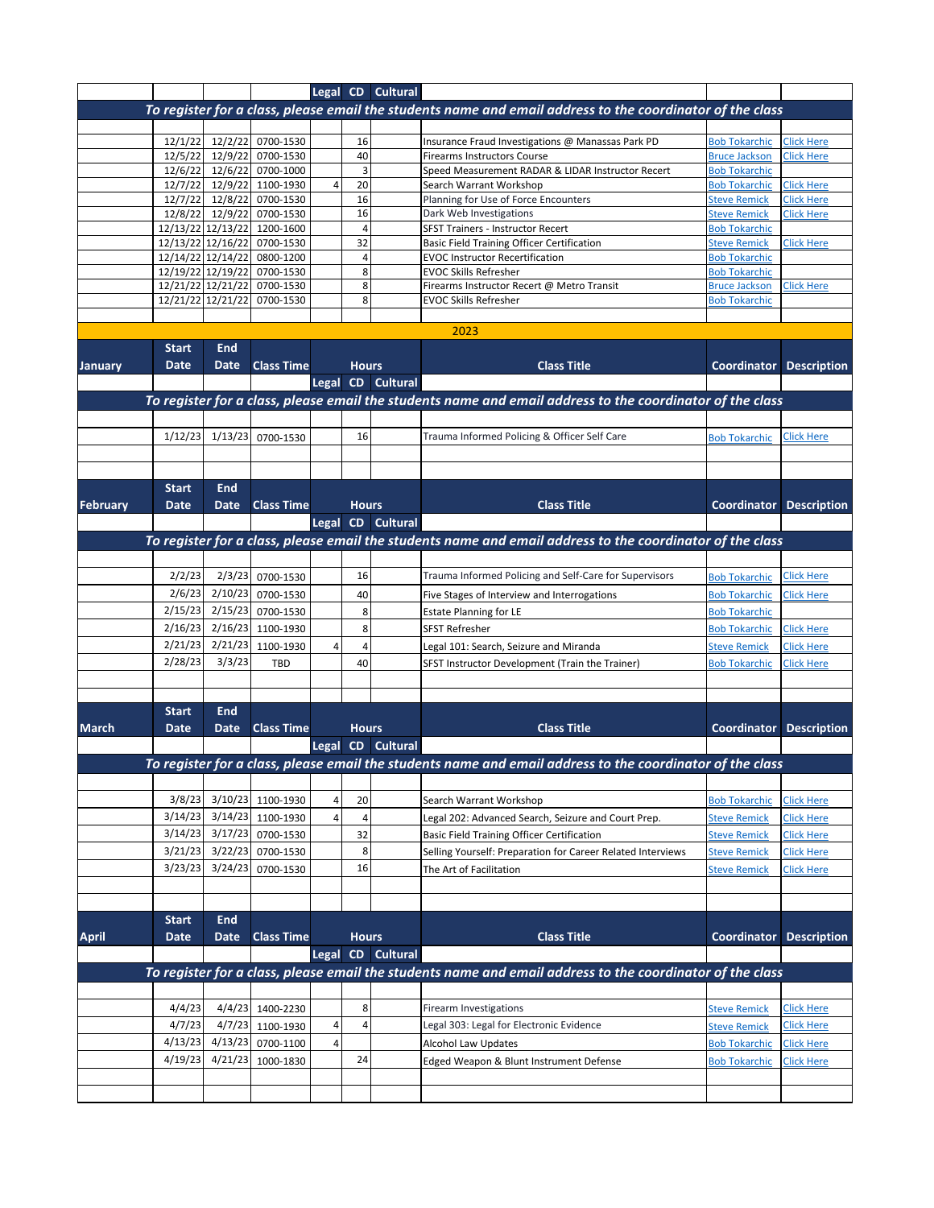| | | | | Legal | CD | Cultural | | | |
|---|---|---|---|---|---|---|---|---|---|
| ***To register for a class, please email the students name and email address to the coordinator of the class*** | | | | | | | | | |
| | 12/1/22 | 12/2/22 | 0700-1530 | | 16 | | Insurance Fraud Investigations @ Manassas Park PD | Bob Tokarchic | Click Here |
| | 12/5/22 | 12/9/22 | 0700-1530 | | 40 | | Firearms Instructors Course | Bruce Jackson | Click Here |
| | 12/6/22 | 12/6/22 | 0700-1000 | | 3 | | Speed Measurement RADAR & LIDAR Instructor Recert | Bob Tokarchic | |
| | 12/7/22 | 12/9/22 | 1100-1930 | 4 | 20 | | Search Warrant Workshop | Bob Tokarchic | Click Here |
| | 12/7/22 | 12/8/22 | 0700-1530 | | 16 | | Planning for Use of Force Encounters | Steve Remick | Click Here |
| | 12/8/22 | 12/9/22 | 0700-1530 | | 16 | | Dark Web Investigations | Steve Remick | Click Here |
| | 12/13/22 | 12/13/22 | 1200-1600 | | 4 | | SFST Trainers - Instructor Recert | Bob Tokarchic | |
| | 12/13/22 | 12/16/22 | 0700-1530 | | 32 | | Basic Field Training Officer Certification | Steve Remick | Click Here |
| | 12/14/22 | 12/14/22 | 0800-1200 | | 4 | | EVOC Instructor Recertification | Bob Tokarchic | |
| | 12/19/22 | 12/19/22 | 0700-1530 | | 8 | | EVOC Skills Refresher | Bob Tokarchic | |
| | 12/21/22 | 12/21/22 | 0700-1530 | | 8 | | Firearms Instructor Recert @ Metro Transit | Bruce Jackson | Click Here |
| | 12/21/22 | 12/21/22 | 0700-1530 | | 8 | | EVOC Skills Refresher | Bob Tokarchic | |

## 2023

| January | Start Date | End Date | Class Time | Hours | | | Class Title | Coordinator | Description |
|---|---|---|---|---|---|---|---|---|---|
| | | | | Legal | CD | Cultural | | | |
| ***To register for a class, please email the students name and email address to the coordinator of the class*** | | | | | | | | | |
| | 1/12/23 | 1/13/23 | 0700-1530 | | 16 | | Trauma Informed Policing & Officer Self Care | Bob Tokarchic | Click Here |

| February | Start Date | End Date | Class Time | Hours | | | Class Title | Coordinator | Description |
|---|---|---|---|---|---|---|---|---|---|
| | | | | Legal | CD | Cultural | | | |
| ***To register for a class, please email the students name and email address to the coordinator of the class*** | | | | | | | | | |
| | 2/2/23 | 2/3/23 | 0700-1530 | | 16 | | Trauma Informed Policing and Self-Care for Supervisors | Bob Tokarchic | Click Here |
| | 2/6/23 | 2/10/23 | 0700-1530 | | 40 | | Five Stages of Interview and Interrogations | Bob Tokarchic | Click Here |
| | 2/15/23 | 2/15/23 | 0700-1530 | | 8 | | Estate Planning for LE | Bob Tokarchic | |
| | 2/16/23 | 2/16/23 | 1100-1930 | | 8 | | SFST Refresher | Bob Tokarchic | Click Here |
| | 2/21/23 | 2/21/23 | 1100-1930 | 4 | 4 | | Legal 101: Search, Seizure and Miranda | Steve Remick | Click Here |
| | 2/28/23 | 3/3/23 | TBD | | 40 | | SFST Instructor Development (Train the Trainer) | Bob Tokarchic | Click Here |

| March | Start Date | End Date | Class Time | Hours | | | Class Title | Coordinator | Description |
|---|---|---|---|---|---|---|---|---|---|
| | | | | Legal | CD | Cultural | | | |
| ***To register for a class, please email the students name and email address to the coordinator of the class*** | | | | | | | | | |
| | 3/8/23 | 3/10/23 | 1100-1930 | 4 | 20 | | Search Warrant Workshop | Bob Tokarchic | Click Here |
| | 3/14/23 | 3/14/23 | 1100-1930 | 4 | 4 | | Legal 202: Advanced Search, Seizure and Court Prep. | Steve Remick | Click Here |
| | 3/14/23 | 3/17/23 | 0700-1530 | | 32 | | Basic Field Training Officer Certification | Steve Remick | Click Here |
| | 3/21/23 | 3/22/23 | 0700-1530 | | 8 | | Selling Yourself: Preparation for Career Related Interviews | Steve Remick | Click Here |
| | 3/23/23 | 3/24/23 | 0700-1530 | | 16 | | The Art of Facilitation | Steve Remick | Click Here |

| April | Start Date | End Date | Class Time | Hours | | | Class Title | Coordinator | Description |
|---|---|---|---|---|---|---|---|---|---|
| | | | | Legal | CD | Cultural | | | |
| ***To register for a class, please email the students name and email address to the coordinator of the class*** | | | | | | | | | |
| | 4/4/23 | 4/4/23 | 1400-2230 | | 8 | | Firearm Investigations | Steve Remick | Click Here |
| | 4/7/23 | 4/7/23 | 1100-1930 | 4 | 4 | | Legal 303: Legal for Electronic Evidence | Steve Remick | Click Here |
| | 4/13/23 | 4/13/23 | 0700-1100 | 4 | | | Alcohol Law Updates | Bob Tokarchic | Click Here |
| | 4/19/23 | 4/21/23 | 1000-1830 | | 24 | | Edged Weapon & Blunt Instrument Defense | Bob Tokarchic | Click Here |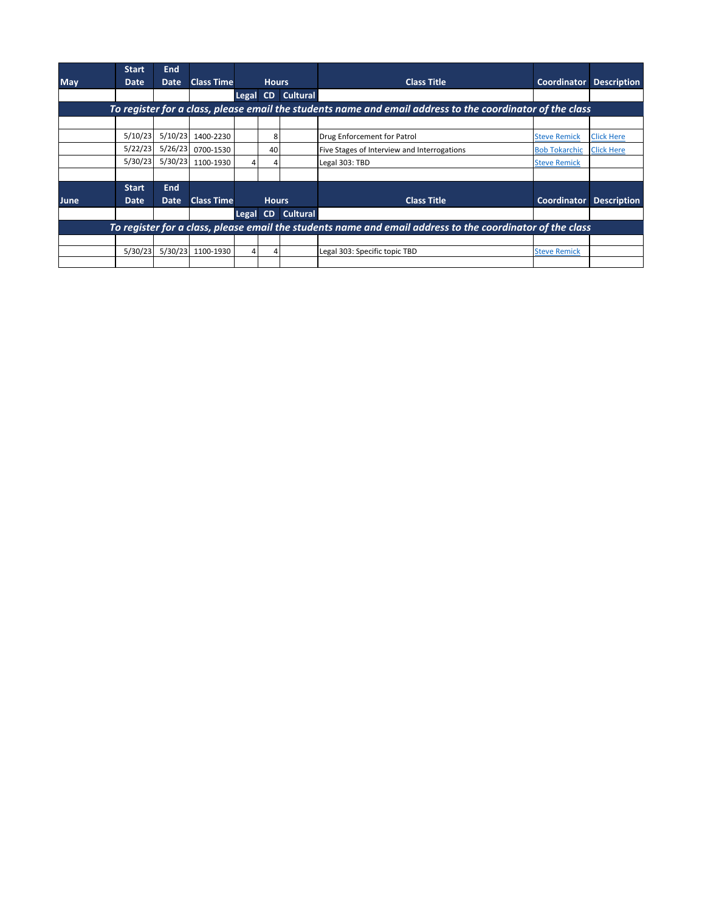| May | Start Date | End Date | Class Time | Hours | | | Class Title | Coordinator | Description |
|---|---|---|---|---|---|---|---|---|---|
| | | | | Legal | CD | Cultural | | | |
| *To register for a class, please email the students name and email address to the coordinator of the class* | | | | | | | | | |
| | | | | | | | | | |
| | 5/10/23 | 5/10/23 | 1400-2230 | | 8 | | Drug Enforcement for Patrol | Steve Remick | Click Here |
| | 5/22/23 | 5/26/23 | 0700-1530 | | 40 | | Five Stages of Interview and Interrogations | Bob Tokarchic | Click Here |
| | 5/30/23 | 5/30/23 | 1100-1930 | 4 | 4 | | Legal 303: TBD | Steve Remick | |
| | | | | | | | | | |

| June | Start Date | End Date | Class Time | Hours | | | Class Title | Coordinator | Description |
|---|---|---|---|---|---|---|---|---|---|
| | | | | Legal | CD | Cultural | | | |
| *To register for a class, please email the students name and email address to the coordinator of the class* | | | | | | | | | |
| | | | | | | | | | |
| | 5/30/23 | 5/30/23 | 1100-1930 | 4 | 4 | | Legal 303: Specific topic TBD | Steve Remick | |
| | | | | | | | | | |